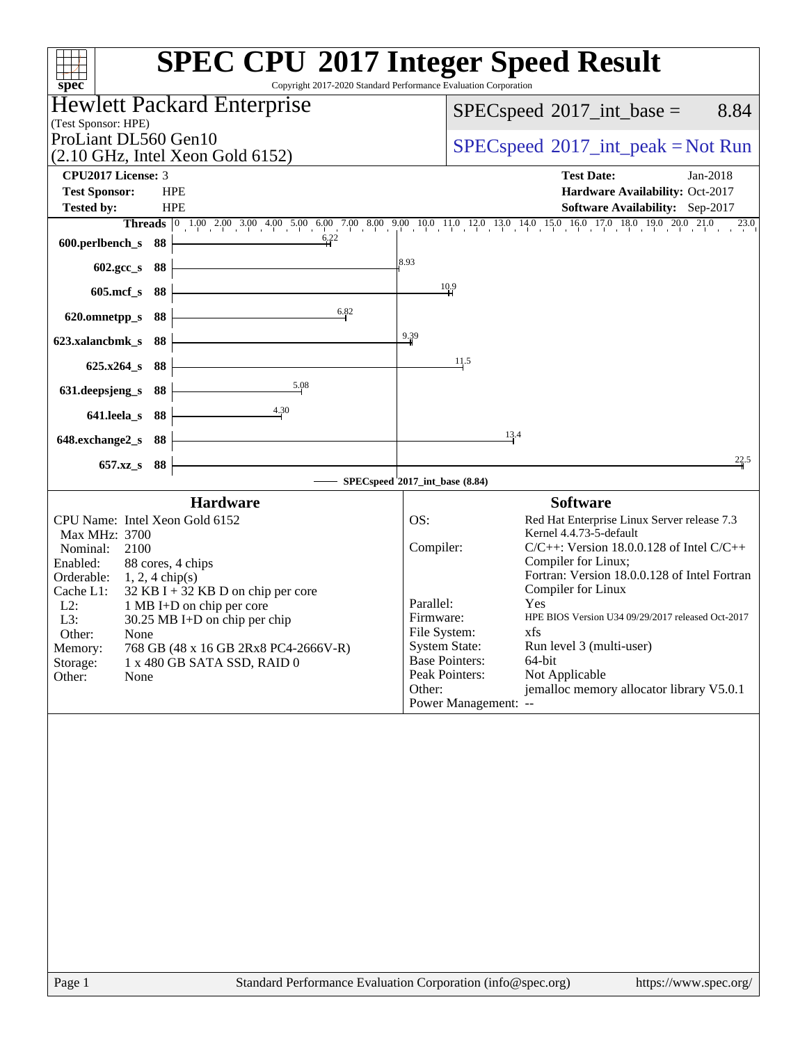# SPEC CPU 2017 Integer Speed Result

Copyright 2017-2020 Standard Performance Evaluation Corporation

**Hewlett Packard Enterprise**
(Test Sponsor: HPE)

ProLiant DL560 Gen10
(2.10 GHz, Intel Xeon Gold 6152)

SPECspeed 2017_int_base = 8.84

SPECspeed 2017_int_peak = Not Run

| | | | |
|---|---|---|---|
| **CPU2017 License:** | 3 | **Test Date:** | Jan-2018 |
| **Test Sponsor:** | HPE | **Hardware Availability:** | Oct-2017 |
| **Tested by:** | HPE | **Software Availability:** | Sep-2017 |

| Benchmark | Threads | Base Ratio |
|---|---|---|
| 600.perlbench_s | 88 | 6.22 |
| 602.gcc_s | 88 | 8.93 |
| 605.mcf_s | 88 | 10.9 |
| 620.omnetpp_s | 88 | 6.82 |
| 623.xalancbmk_s | 88 | 9.39 |
| 625.x264_s | 88 | 11.5 |
| 631.deepsjeng_s | 88 | 5.08 |
| 641.leela_s | 88 | 4.30 |
| 648.exchange2_s | 88 | 13.4 |
| 657.xz_s | 88 | 22.5 |

SPECspeed 2017_int_base (8.84)

## Hardware

| | |
|---|---|
| CPU Name: | Intel Xeon Gold 6152 |
| Max MHz: | 3700 |
| Nominal: | 2100 |
| Enabled: | 88 cores, 4 chips |
| Orderable: | 1, 2, 4 chip(s) |
| Cache L1: | 32 KB I + 32 KB D on chip per core |
| L2: | 1 MB I+D on chip per core |
| L3: | 30.25 MB I+D on chip per chip |
| Other: | None |
| Memory: | 768 GB (48 x 16 GB 2Rx8 PC4-2666V-R) |
| Storage: | 1 x 480 GB SATA SSD, RAID 0 |
| Other: | None |

## Software

| | |
|---|---|
| OS: | Red Hat Enterprise Linux Server release 7.3 Kernel 4.4.73-5-default |
| Compiler: | C/C++: Version 18.0.0.128 of Intel C/C++ Compiler for Linux; Fortran: Version 18.0.0.128 of Intel Fortran Compiler for Linux |
| Parallel: | Yes |
| Firmware: | HPE BIOS Version U34 09/29/2017 released Oct-2017 |
| File System: | xfs |
| System State: | Run level 3 (multi-user) |
| Base Pointers: | 64-bit |
| Peak Pointers: | Not Applicable |
| Other: | jemalloc memory allocator library V5.0.1 |
| Power Management: | -- |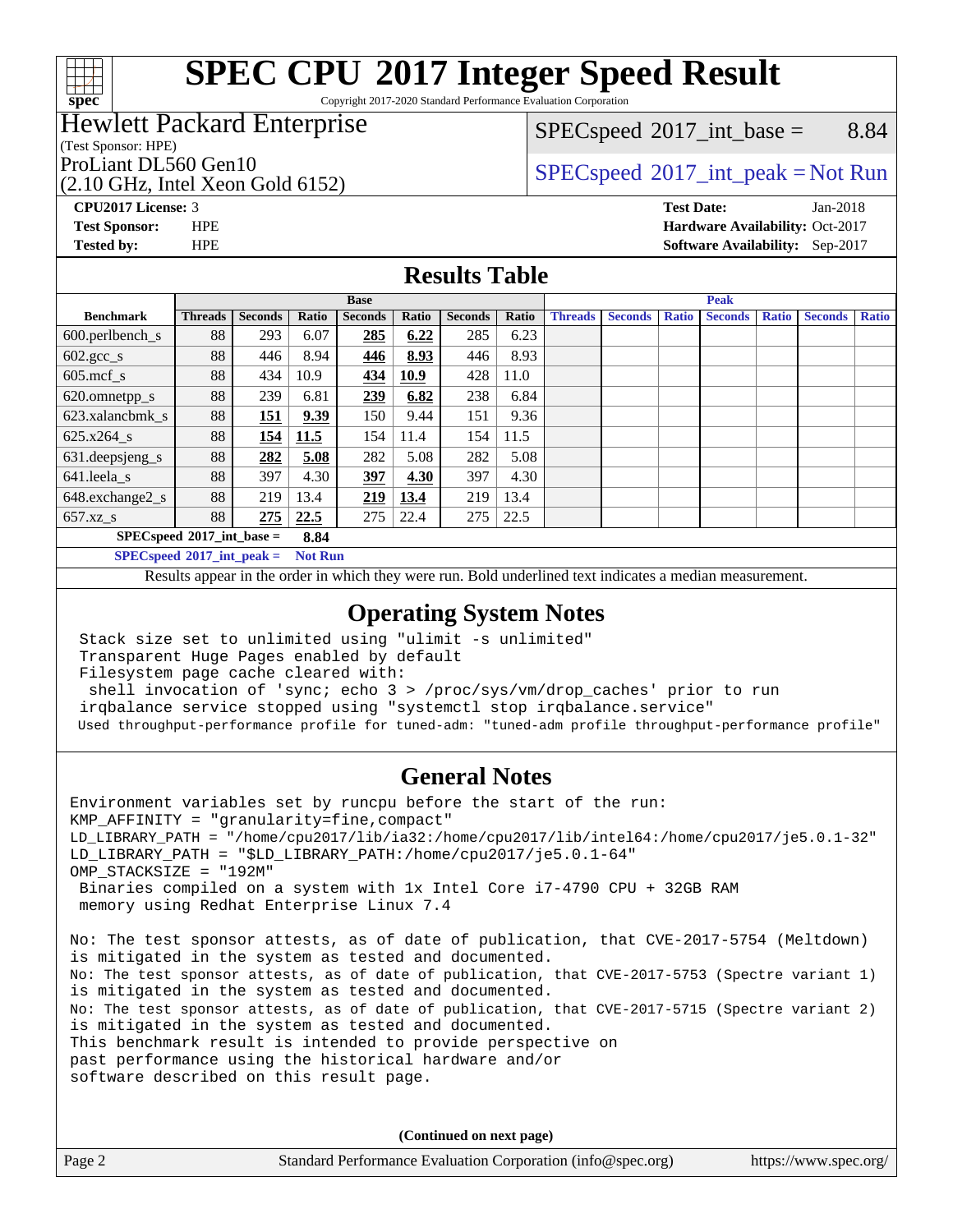# SPEC CPU 2017 Integer Speed Result

Copyright 2017-2020 Standard Performance Evaluation Corporation

**Hewlett Packard Enterprise**
(Test Sponsor: HPE)

ProLiant DL560 Gen10
(2.10 GHz, Intel Xeon Gold 6152)

SPECspeed 2017_int_base = 8.84

SPECspeed 2017_int_peak = Not Run

| | | | |
|---|---|---|---|
| **CPU2017 License:** | 3 | **Test Date:** | Jan-2018 |
| **Test Sponsor:** | HPE | **Hardware Availability:** | Oct-2017 |
| **Tested by:** | HPE | **Software Availability:** | Sep-2017 |

## Results Table

| | Base | | | | | | | Peak | | | | | | |
|---|---|---|---|---|---|---|---|---|---|---|---|---|---|---|
| **Benchmark** | **Threads** | **Seconds** | **Ratio** | **Seconds** | **Ratio** | **Seconds** | **Ratio** | **Threads** | **Seconds** | **Ratio** | **Seconds** | **Ratio** | **Seconds** | **Ratio** |
| 600.perlbench_s | 88 | 293 | 6.07 | **285** | **6.22** | 285 | 6.23 | | | | | | | |
| 602.gcc_s | 88 | 446 | 8.94 | **446** | **8.93** | 446 | 8.93 | | | | | | | |
| 605.mcf_s | 88 | 434 | 10.9 | **434** | **10.9** | 428 | 11.0 | | | | | | | |
| 620.omnetpp_s | 88 | 239 | 6.81 | **239** | **6.82** | 238 | 6.84 | | | | | | | |
| 623.xalancbmk_s | 88 | **151** | **9.39** | 150 | 9.44 | 151 | 9.36 | | | | | | | |
| 625.x264_s | 88 | **154** | **11.5** | 154 | 11.4 | 154 | 11.5 | | | | | | | |
| 631.deepsjeng_s | 88 | **282** | **5.08** | 282 | 5.08 | 282 | 5.08 | | | | | | | |
| 641.leela_s | 88 | 397 | 4.30 | **397** | **4.30** | 397 | 4.30 | | | | | | | |
| 648.exchange2_s | 88 | 219 | 13.4 | **219** | **13.4** | 219 | 13.4 | | | | | | | |
| 657.xz_s | 88 | **275** | **22.5** | 275 | 22.4 | 275 | 22.5 | | | | | | | |

**SPECspeed 2017_int_base = 8.84**

**SPECspeed 2017_int_peak = Not Run**

Results appear in the order in which they were run. Bold underlined text indicates a median measurement.

## Operating System Notes

```
Stack size set to unlimited using "ulimit -s unlimited"
Transparent Huge Pages enabled by default
Filesystem page cache cleared with:
 shell invocation of 'sync; echo 3 > /proc/sys/vm/drop_caches' prior to run
irqbalance service stopped using "systemctl stop irqbalance.service"
Used throughput-performance profile for tuned-adm: "tuned-adm profile throughput-performance profile"
```

## General Notes

```
Environment variables set by runcpu before the start of the run:
KMP_AFFINITY = "granularity=fine,compact"
LD_LIBRARY_PATH = "/home/cpu2017/lib/ia32:/home/cpu2017/lib/intel64:/home/cpu2017/je5.0.1-32"
LD_LIBRARY_PATH = "$LD_LIBRARY_PATH:/home/cpu2017/je5.0.1-64"
OMP_STACKSIZE = "192M"
 Binaries compiled on a system with 1x Intel Core i7-4790 CPU + 32GB RAM
 memory using Redhat Enterprise Linux 7.4

No: The test sponsor attests, as of date of publication, that CVE-2017-5754 (Meltdown)
is mitigated in the system as tested and documented.
No: The test sponsor attests, as of date of publication, that CVE-2017-5753 (Spectre variant 1)
is mitigated in the system as tested and documented.
No: The test sponsor attests, as of date of publication, that CVE-2017-5715 (Spectre variant 2)
is mitigated in the system as tested and documented.
This benchmark result is intended to provide perspective on
past performance using the historical hardware and/or
software described on this result page.
```

**(Continued on next page)**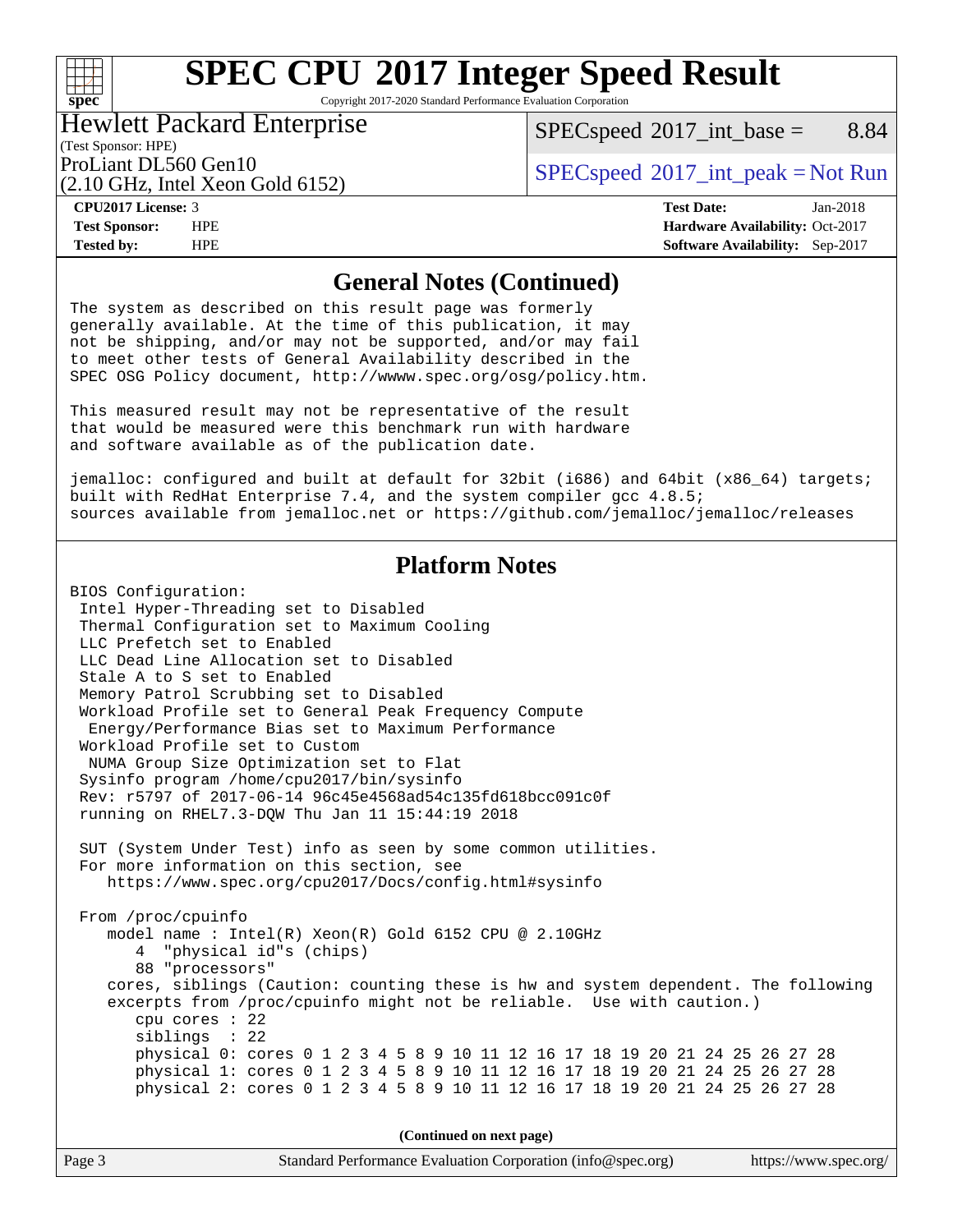## General Notes (Continued)

```
The system as described on this result page was formerly
generally available. At the time of this publication, it may
not be shipping, and/or may not be supported, and/or may fail
to meet other tests of General Availability described in the
SPEC OSG Policy document, http://wwww.spec.org/osg/policy.htm.

This measured result may not be representative of the result
that would be measured were this benchmark run with hardware
and software available as of the publication date.

jemalloc: configured and built at default for 32bit (i686) and 64bit (x86_64) targets;
built with RedHat Enterprise 7.4, and the system compiler gcc 4.8.5;
sources available from jemalloc.net or https://github.com/jemalloc/jemalloc/releases
```

## Platform Notes

```
BIOS Configuration:
 Intel Hyper-Threading set to Disabled
 Thermal Configuration set to Maximum Cooling
 LLC Prefetch set to Enabled
 LLC Dead Line Allocation set to Disabled
 Stale A to S set to Enabled
 Memory Patrol Scrubbing set to Disabled
 Workload Profile set to General Peak Frequency Compute
  Energy/Performance Bias set to Maximum Performance
 Workload Profile set to Custom
  NUMA Group Size Optimization set to Flat
 Sysinfo program /home/cpu2017/bin/sysinfo
 Rev: r5797 of 2017-06-14 96c45e4568ad54c135fd618bcc091c0f
 running on RHEL7.3-DQW Thu Jan 11 15:44:19 2018

 SUT (System Under Test) info as seen by some common utilities.
 For more information on this section, see
    https://www.spec.org/cpu2017/Docs/config.html#sysinfo

 From /proc/cpuinfo
    model name : Intel(R) Xeon(R) Gold 6152 CPU @ 2.10GHz
       4  "physical id"s (chips)
       88 "processors"
    cores, siblings (Caution: counting these is hw and system dependent. The following
    excerpts from /proc/cpuinfo might not be reliable.  Use with caution.)
       cpu cores : 22
       siblings  : 22
       physical 0: cores 0 1 2 3 4 5 8 9 10 11 12 16 17 18 19 20 21 24 25 26 27 28
       physical 1: cores 0 1 2 3 4 5 8 9 10 11 12 16 17 18 19 20 21 24 25 26 27 28
       physical 2: cores 0 1 2 3 4 5 8 9 10 11 12 16 17 18 19 20 21 24 25 26 27 28
```

(Continued on next page)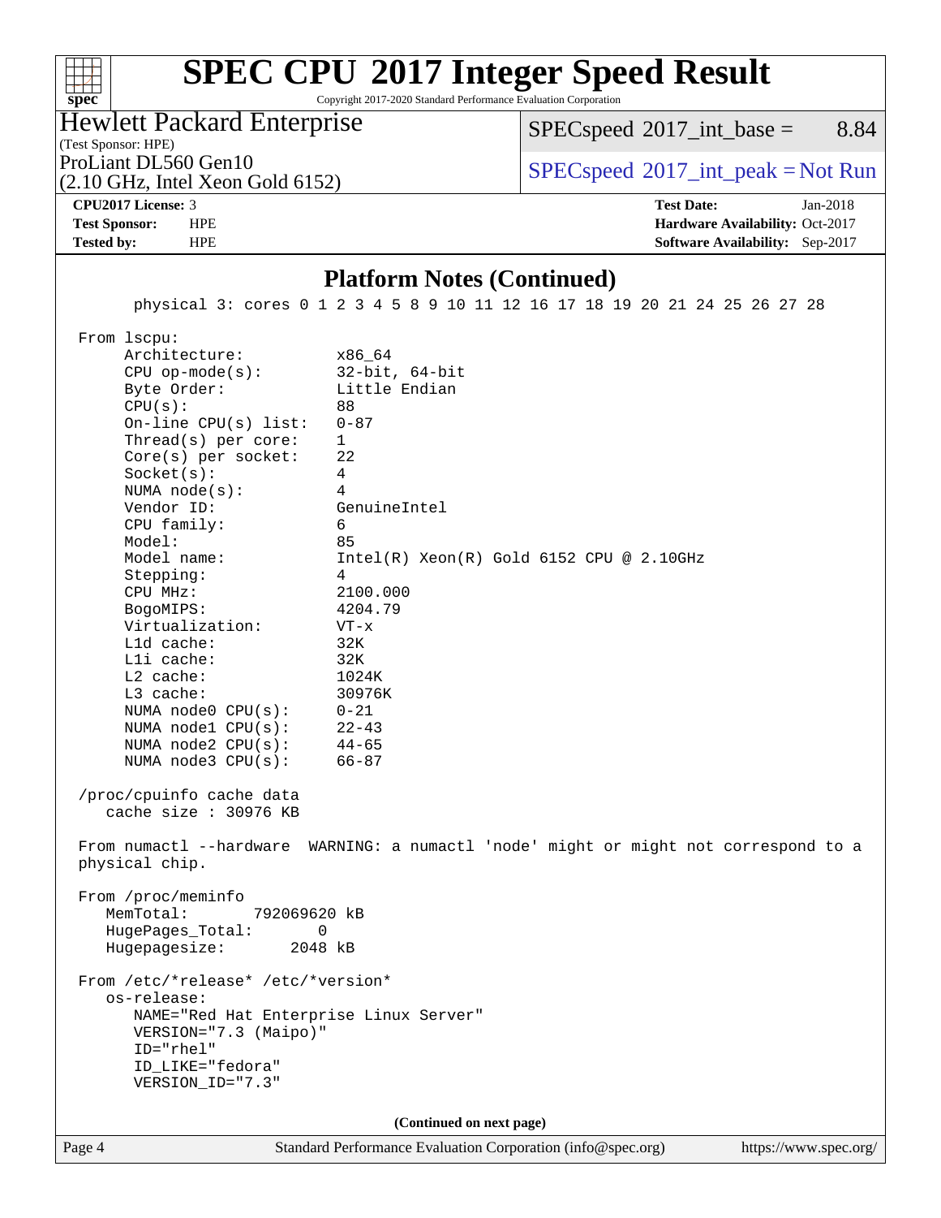# SPEC CPU 2017 Integer Speed Result

Copyright 2017-2020 Standard Performance Evaluation Corporation

**Hewlett Packard Enterprise**
(Test Sponsor: HPE)
ProLiant DL560 Gen10
(2.10 GHz, Intel Xeon Gold 6152)

SPECspeed 2017_int_base = 8.84

SPECspeed 2017_int_peak = Not Run

| | | | |
|---|---|---|---|
| **CPU2017 License:** | 3 | **Test Date:** | Jan-2018 |
| **Test Sponsor:** | HPE | **Hardware Availability:** | Oct-2017 |
| **Tested by:** | HPE | **Software Availability:** | Sep-2017 |

## Platform Notes (Continued)

```
       physical 3: cores 0 1 2 3 4 5 8 9 10 11 12 16 17 18 19 20 21 24 25 26 27 28

 From lscpu:
      Architecture:          x86_64
      CPU op-mode(s):        32-bit, 64-bit
      Byte Order:            Little Endian
      CPU(s):                88
      On-line CPU(s) list:   0-87
      Thread(s) per core:    1
      Core(s) per socket:    22
      Socket(s):             4
      NUMA node(s):          4
      Vendor ID:             GenuineIntel
      CPU family:            6
      Model:                 85
      Model name:            Intel(R) Xeon(R) Gold 6152 CPU @ 2.10GHz
      Stepping:              4
      CPU MHz:               2100.000
      BogoMIPS:              4204.79
      Virtualization:        VT-x
      L1d cache:             32K
      L1i cache:             32K
      L2 cache:              1024K
      L3 cache:              30976K
      NUMA node0 CPU(s):     0-21
      NUMA node1 CPU(s):     22-43
      NUMA node2 CPU(s):     44-65
      NUMA node3 CPU(s):     66-87

 /proc/cpuinfo cache data
    cache size : 30976 KB

 From numactl --hardware  WARNING: a numactl 'node' might or might not correspond to a
 physical chip.

 From /proc/meminfo
    MemTotal:       792069620 kB
    HugePages_Total:       0
    Hugepagesize:       2048 kB

 From /etc/*release* /etc/*version*
    os-release:
       NAME="Red Hat Enterprise Linux Server"
       VERSION="7.3 (Maipo)"
       ID="rhel"
       ID_LIKE="fedora"
       VERSION_ID="7.3"
```

(Continued on next page)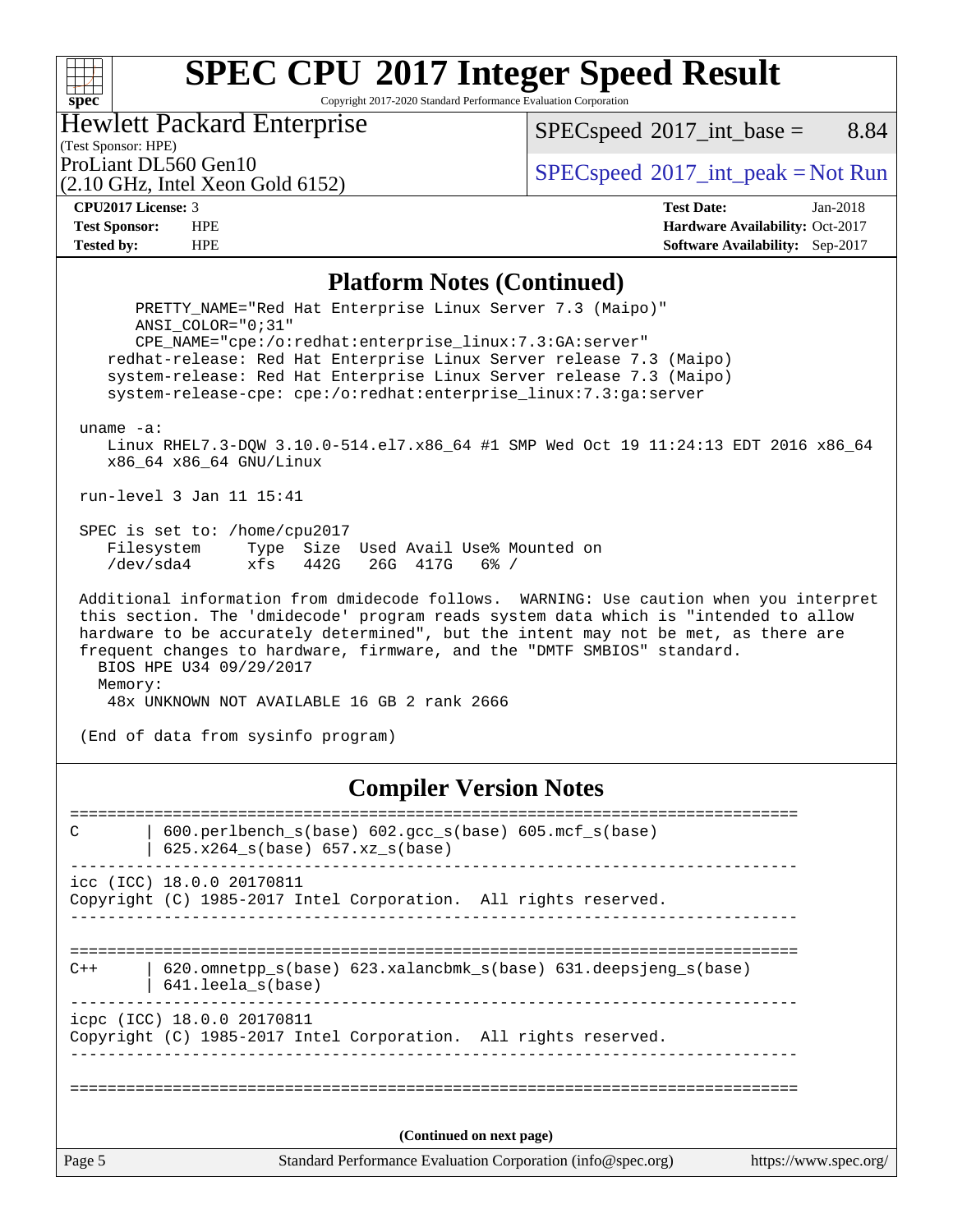# SPEC CPU 2017 Integer Speed Result

Copyright 2017-2020 Standard Performance Evaluation Corporation

**Hewlett Packard Enterprise**
(Test Sponsor: HPE)
ProLiant DL560 Gen10
(2.10 GHz, Intel Xeon Gold 6152)

SPECspeed 2017_int_base = 8.84

SPECspeed 2017_int_peak = Not Run

**CPU2017 License:** 3
**Test Sponsor:** HPE
**Tested by:** HPE

**Test Date:** Jan-2018
**Hardware Availability:** Oct-2017
**Software Availability:** Sep-2017

## Platform Notes (Continued)

```
      PRETTY_NAME="Red Hat Enterprise Linux Server 7.3 (Maipo)"
      ANSI_COLOR="0;31"
      CPE_NAME="cpe:/o:redhat:enterprise_linux:7.3:GA:server"
   redhat-release: Red Hat Enterprise Linux Server release 7.3 (Maipo)
   system-release: Red Hat Enterprise Linux Server release 7.3 (Maipo)
   system-release-cpe: cpe:/o:redhat:enterprise_linux:7.3:ga:server

uname -a:
   Linux RHEL7.3-DQW 3.10.0-514.el7.x86_64 #1 SMP Wed Oct 19 11:24:13 EDT 2016 x86_64
   x86_64 x86_64 GNU/Linux

run-level 3 Jan 11 15:41

SPEC is set to: /home/cpu2017
   Filesystem     Type  Size  Used Avail Use% Mounted on
   /dev/sda4      xfs   442G   26G  417G   6% /

Additional information from dmidecode follows.  WARNING: Use caution when you interpret
this section. The 'dmidecode' program reads system data which is "intended to allow
hardware to be accurately determined", but the intent may not be met, as there are
frequent changes to hardware, firmware, and the "DMTF SMBIOS" standard.
  BIOS HPE U34 09/29/2017
  Memory:
    48x UNKNOWN NOT AVAILABLE 16 GB 2 rank 2666

(End of data from sysinfo program)
```

## Compiler Version Notes

```
==============================================================================
C       | 600.perlbench_s(base) 602.gcc_s(base) 605.mcf_s(base)
        | 625.x264_s(base) 657.xz_s(base)
------------------------------------------------------------------------------
icc (ICC) 18.0.0 20170811
Copyright (C) 1985-2017 Intel Corporation.  All rights reserved.
------------------------------------------------------------------------------

==============================================================================
C++     | 620.omnetpp_s(base) 623.xalancbmk_s(base) 631.deepsjeng_s(base)
        | 641.leela_s(base)
------------------------------------------------------------------------------
icpc (ICC) 18.0.0 20170811
Copyright (C) 1985-2017 Intel Corporation.  All rights reserved.
------------------------------------------------------------------------------

==============================================================================
```

(Continued on next page)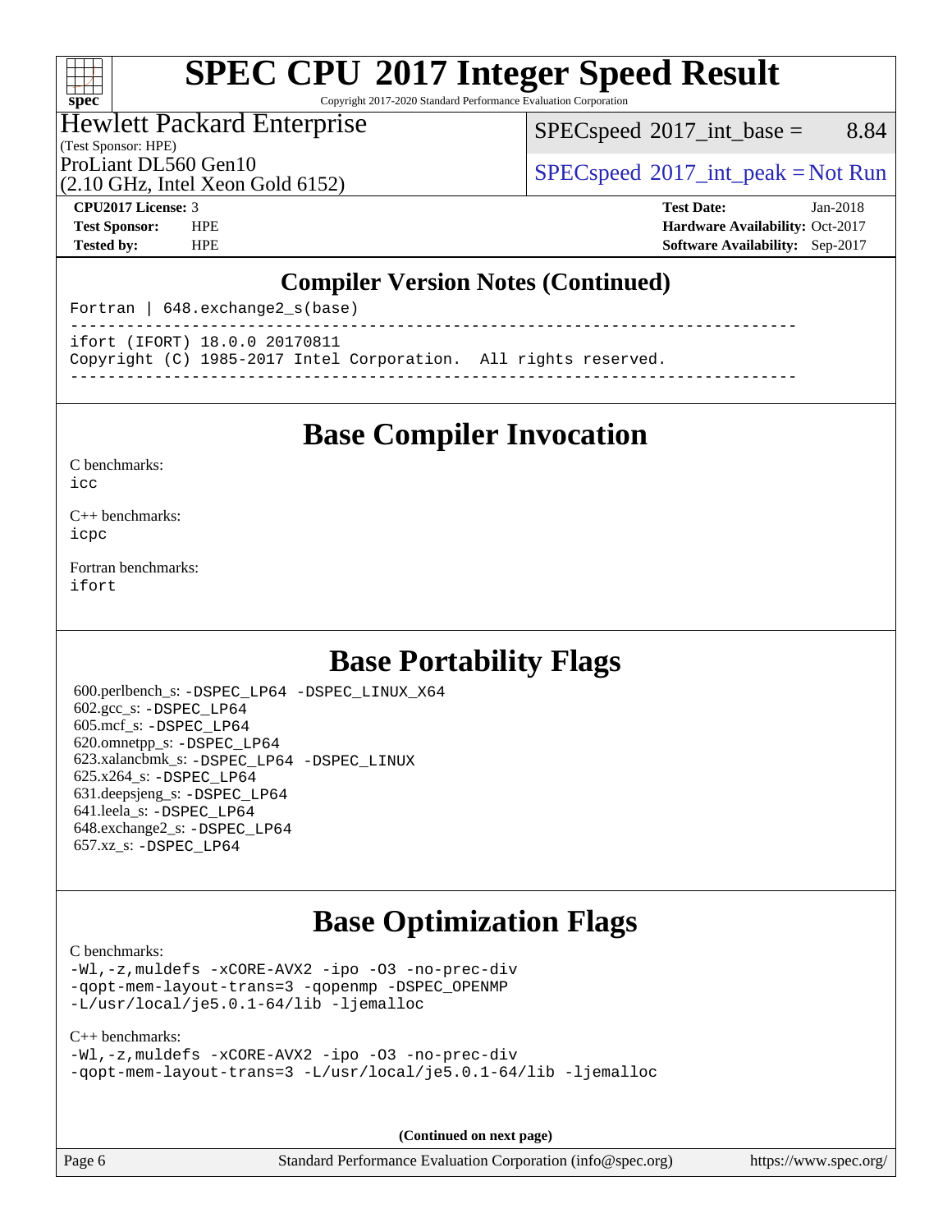## Compiler Version Notes (Continued)

```
Fortran | 648.exchange2_s(base)
------------------------------------------------------------------------------
ifort (IFORT) 18.0.0 20170811
Copyright (C) 1985-2017 Intel Corporation.  All rights reserved.
------------------------------------------------------------------------------
```

# Base Compiler Invocation

C benchmarks:
`icc`

C++ benchmarks:
`icpc`

Fortran benchmarks:
`ifort`

# Base Portability Flags

600.perlbench_s: `-DSPEC_LP64 -DSPEC_LINUX_X64`
602.gcc_s: `-DSPEC_LP64`
605.mcf_s: `-DSPEC_LP64`
620.omnetpp_s: `-DSPEC_LP64`
623.xalancbmk_s: `-DSPEC_LP64 -DSPEC_LINUX`
625.x264_s: `-DSPEC_LP64`
631.deepsjeng_s: `-DSPEC_LP64`
641.leela_s: `-DSPEC_LP64`
648.exchange2_s: `-DSPEC_LP64`
657.xz_s: `-DSPEC_LP64`

# Base Optimization Flags

C benchmarks:
```
-Wl,-z,muldefs -xCORE-AVX2 -ipo -O3 -no-prec-div
-qopt-mem-layout-trans=3 -qopenmp -DSPEC_OPENMP
-L/usr/local/je5.0.1-64/lib -ljemalloc
```

C++ benchmarks:
```
-Wl,-z,muldefs -xCORE-AVX2 -ipo -O3 -no-prec-div
-qopt-mem-layout-trans=3 -L/usr/local/je5.0.1-64/lib -ljemalloc
```

**(Continued on next page)**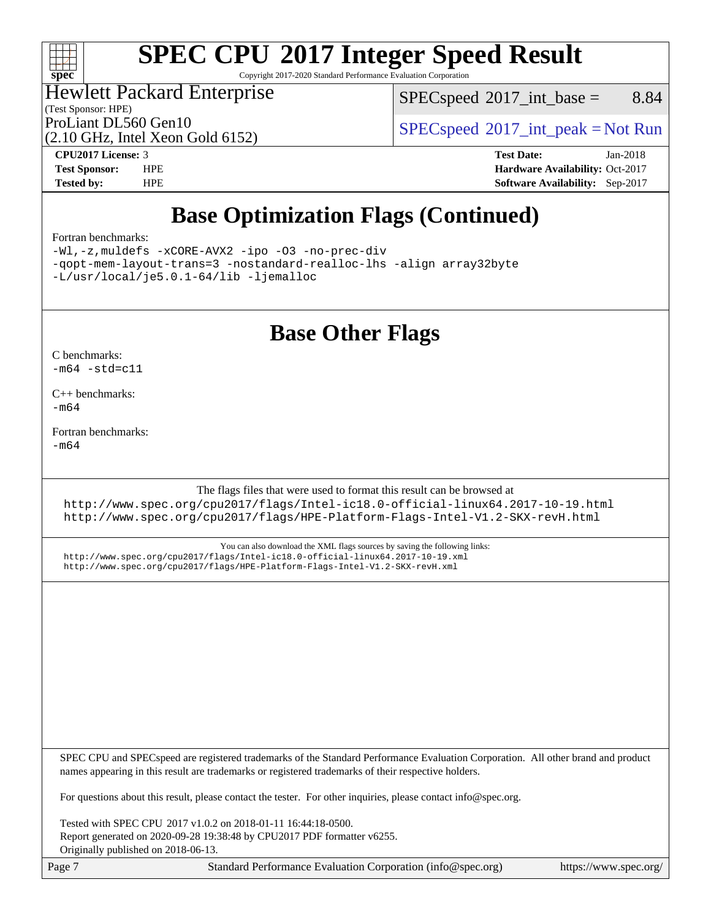# SPEC CPU 2017 Integer Speed Result

Copyright 2017-2020 Standard Performance Evaluation Corporation

Hewlett Packard Enterprise
(Test Sponsor: HPE)
ProLiant DL560 Gen10
(2.10 GHz, Intel Xeon Gold 6152)

SPECspeed 2017_int_base = 8.84

SPECspeed 2017_int_peak = Not Run

**CPU2017 License:** 3
**Test Sponsor:** HPE
**Tested by:** HPE

**Test Date:** Jan-2018
**Hardware Availability:** Oct-2017
**Software Availability:** Sep-2017

## Base Optimization Flags (Continued)

Fortran benchmarks:

```
-Wl,-z,muldefs -xCORE-AVX2 -ipo -O3 -no-prec-div
-qopt-mem-layout-trans=3 -nostandard-realloc-lhs -align array32byte
-L/usr/local/je5.0.1-64/lib -ljemalloc
```

## Base Other Flags

C benchmarks:

```
-m64 -std=c11
```

C++ benchmarks:

```
-m64
```

Fortran benchmarks:

```
-m64
```

The flags files that were used to format this result can be browsed at

http://www.spec.org/cpu2017/flags/Intel-ic18.0-official-linux64.2017-10-19.html
http://www.spec.org/cpu2017/flags/HPE-Platform-Flags-Intel-V1.2-SKX-revH.html

You can also download the XML flags sources by saving the following links:

http://www.spec.org/cpu2017/flags/Intel-ic18.0-official-linux64.2017-10-19.xml
http://www.spec.org/cpu2017/flags/HPE-Platform-Flags-Intel-V1.2-SKX-revH.xml

SPEC CPU and SPECspeed are registered trademarks of the Standard Performance Evaluation Corporation. All other brand and product names appearing in this result are trademarks or registered trademarks of their respective holders.

For questions about this result, please contact the tester. For other inquiries, please contact info@spec.org.

Tested with SPEC CPU 2017 v1.0.2 on 2018-01-11 16:44:18-0500.
Report generated on 2020-09-28 19:38:48 by CPU2017 PDF formatter v6255.
Originally published on 2018-06-13.